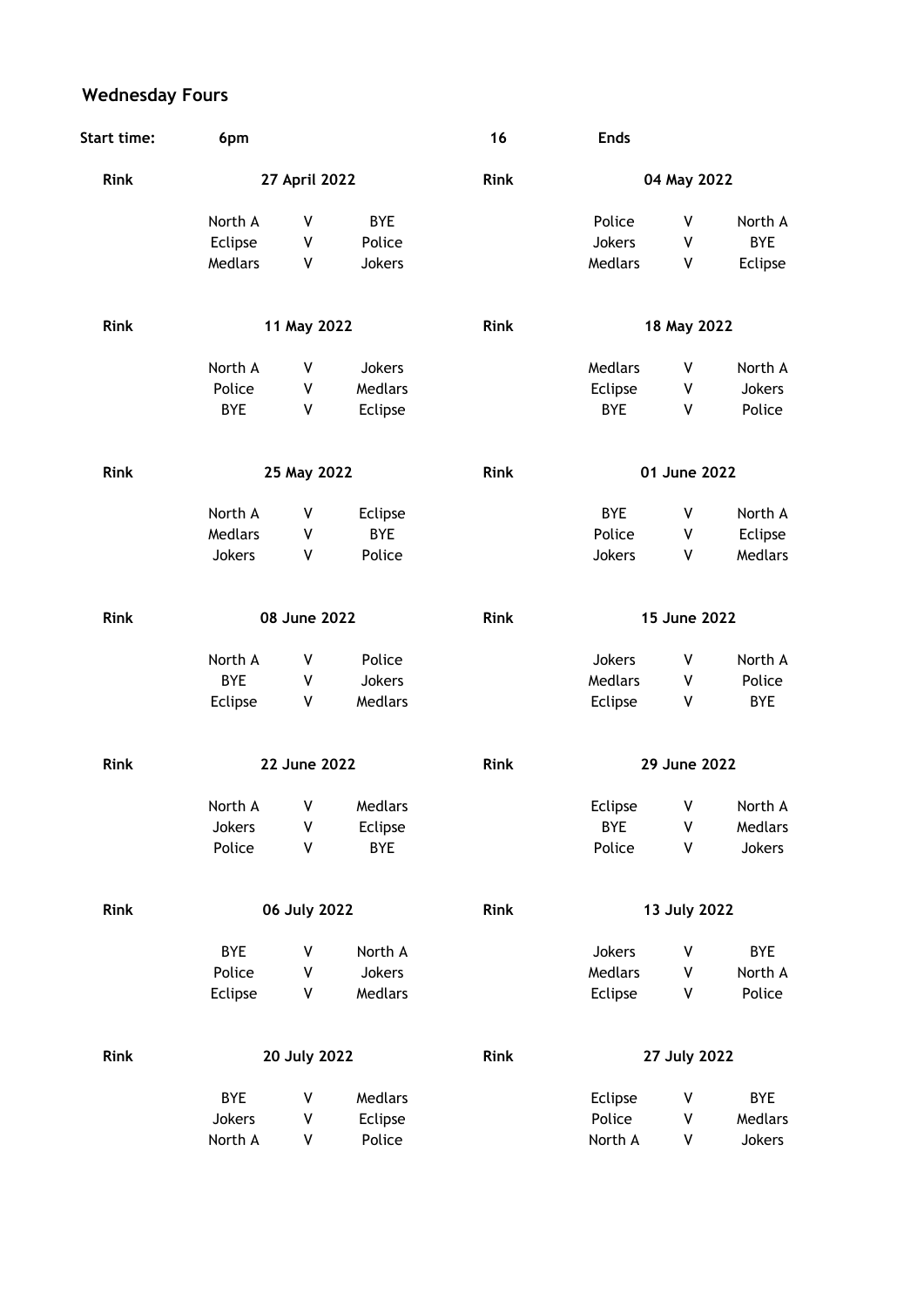## Wednesday Fours

| Start time: | 6pm | | | 16 | Ends | | |
|---|---|---|---|---|---|---|---|
| **Rink** | | **27 April 2022** | | **Rink** | | **04 May 2022** | |
| | North A | V | BYE | | Police | V | North A |
| | Eclipse | V | Police | | Jokers | V | BYE |
| | Medlars | V | Jokers | | Medlars | V | Eclipse |
| **Rink** | | **11 May 2022** | | **Rink** | | **18 May 2022** | |
| | North A | V | Jokers | | Medlars | V | North A |
| | Police | V | Medlars | | Eclipse | V | Jokers |
| | BYE | V | Eclipse | | BYE | V | Police |
| **Rink** | | **25 May 2022** | | **Rink** | | **01 June 2022** | |
| | North A | V | Eclipse | | BYE | V | North A |
| | Medlars | V | BYE | | Police | V | Eclipse |
| | Jokers | V | Police | | Jokers | V | Medlars |
| **Rink** | | **08 June 2022** | | **Rink** | | **15 June 2022** | |
| | North A | V | Police | | Jokers | V | North A |
| | BYE | V | Jokers | | Medlars | V | Police |
| | Eclipse | V | Medlars | | Eclipse | V | BYE |
| **Rink** | | **22 June 2022** | | **Rink** | | **29 June 2022** | |
| | North A | V | Medlars | | Eclipse | V | North A |
| | Jokers | V | Eclipse | | BYE | V | Medlars |
| | Police | V | BYE | | Police | V | Jokers |
| **Rink** | | **06 July 2022** | | **Rink** | | **13 July 2022** | |
| | BYE | V | North A | | Jokers | V | BYE |
| | Police | V | Jokers | | Medlars | V | North A |
| | Eclipse | V | Medlars | | Eclipse | V | Police |
| **Rink** | | **20 July 2022** | | **Rink** | | **27 July 2022** | |
| | BYE | V | Medlars | | Eclipse | V | BYE |
| | Jokers | V | Eclipse | | Police | V | Medlars |
| | North A | V | Police | | North A | V | Jokers |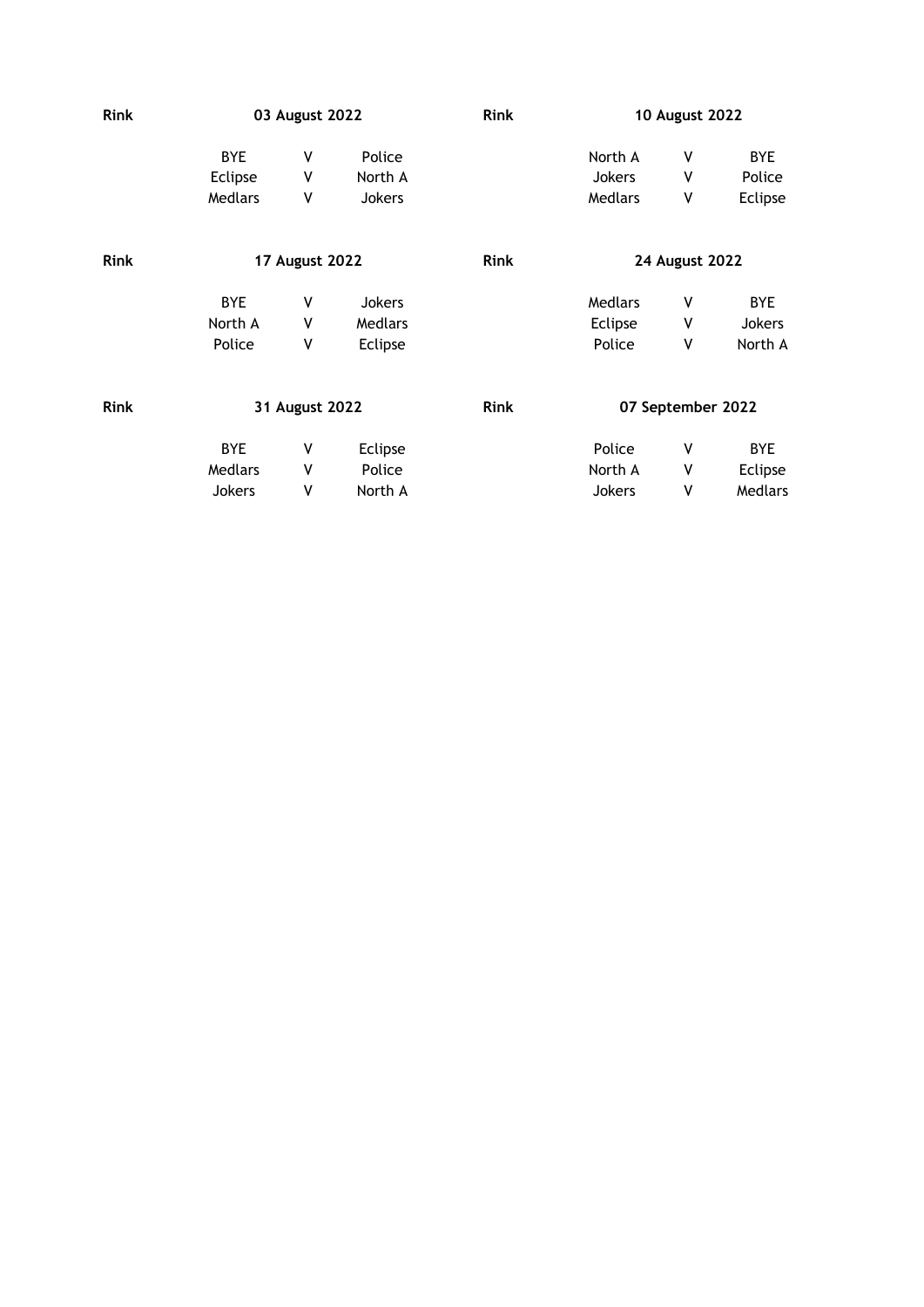| Rink | 03 August 2022 | | |
|---|---|---|---|
| | BYE | V | Police |
| | Eclipse | V | North A |
| | Medlars | V | Jokers |

| Rink | 10 August 2022 | | |
|---|---|---|---|
| | North A | V | BYE |
| | Jokers | V | Police |
| | Medlars | V | Eclipse |

| Rink | 17 August 2022 | | |
|---|---|---|---|
| | BYE | V | Jokers |
| | North A | V | Medlars |
| | Police | V | Eclipse |

| Rink | 24 August 2022 | | |
|---|---|---|---|
| | Medlars | V | BYE |
| | Eclipse | V | Jokers |
| | Police | V | North A |

| Rink | 31 August 2022 | | |
|---|---|---|---|
| | BYE | V | Eclipse |
| | Medlars | V | Police |
| | Jokers | V | North A |

| Rink | 07 September 2022 | | |
|---|---|---|---|
| | Police | V | BYE |
| | North A | V | Eclipse |
| | Jokers | V | Medlars |